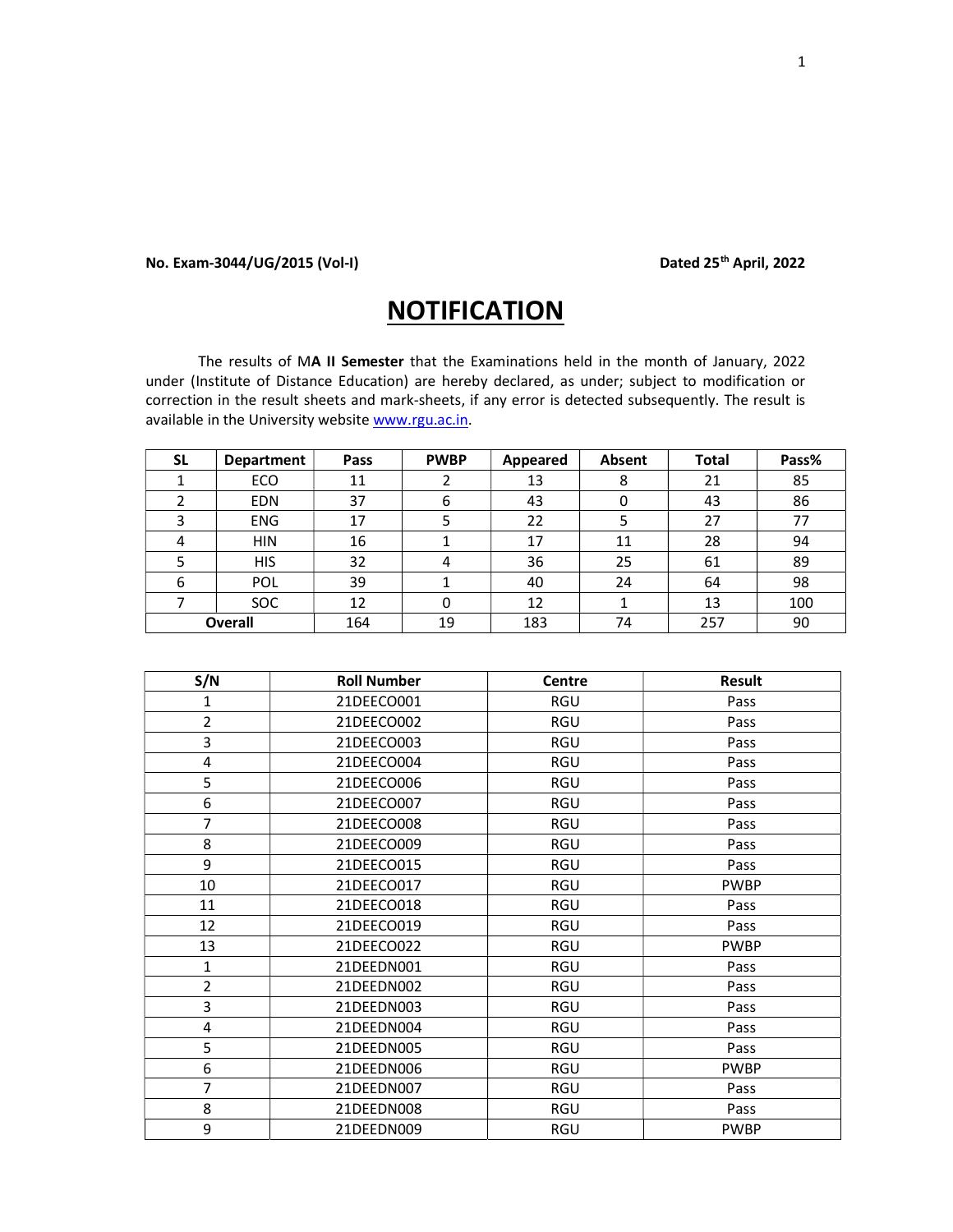**No. Exam-3044/UG/2015 (Vol-I)** **Dated 25th April, 2022**

# NOTIFICATION

The results of M**A II Semester** that the Examinations held in the month of January, 2022 under (Institute of Distance Education) are hereby declared, as under; subject to modification or correction in the result sheets and mark-sheets, if any error is detected subsequently. The result is available in the University website www.rgu.ac.in.

| SL | Department | Pass | PWBP | Appeared | Absent | Total | Pass% |
|---|---|---|---|---|---|---|---|
| 1 | ECO | 11 | 2 | 13 | 8 | 21 | 85 |
| 2 | EDN | 37 | 6 | 43 | 0 | 43 | 86 |
| 3 | ENG | 17 | 5 | 22 | 5 | 27 | 77 |
| 4 | HIN | 16 | 1 | 17 | 11 | 28 | 94 |
| 5 | HIS | 32 | 4 | 36 | 25 | 61 | 89 |
| 6 | POL | 39 | 1 | 40 | 24 | 64 | 98 |
| 7 | SOC | 12 | 0 | 12 | 1 | 13 | 100 |
| **Overall** | | 164 | 19 | 183 | 74 | 257 | 90 |

| S/N | Roll Number | Centre | Result |
|---|---|---|---|
| 1 | 21DEECO001 | RGU | Pass |
| 2 | 21DEECO002 | RGU | Pass |
| 3 | 21DEECO003 | RGU | Pass |
| 4 | 21DEECO004 | RGU | Pass |
| 5 | 21DEECO006 | RGU | Pass |
| 6 | 21DEECO007 | RGU | Pass |
| 7 | 21DEECO008 | RGU | Pass |
| 8 | 21DEECO009 | RGU | Pass |
| 9 | 21DEECO015 | RGU | Pass |
| 10 | 21DEECO017 | RGU | PWBP |
| 11 | 21DEECO018 | RGU | Pass |
| 12 | 21DEECO019 | RGU | Pass |
| 13 | 21DEECO022 | RGU | PWBP |
| 1 | 21DEEDN001 | RGU | Pass |
| 2 | 21DEEDN002 | RGU | Pass |
| 3 | 21DEEDN003 | RGU | Pass |
| 4 | 21DEEDN004 | RGU | Pass |
| 5 | 21DEEDN005 | RGU | Pass |
| 6 | 21DEEDN006 | RGU | PWBP |
| 7 | 21DEEDN007 | RGU | Pass |
| 8 | 21DEEDN008 | RGU | Pass |
| 9 | 21DEEDN009 | RGU | PWBP |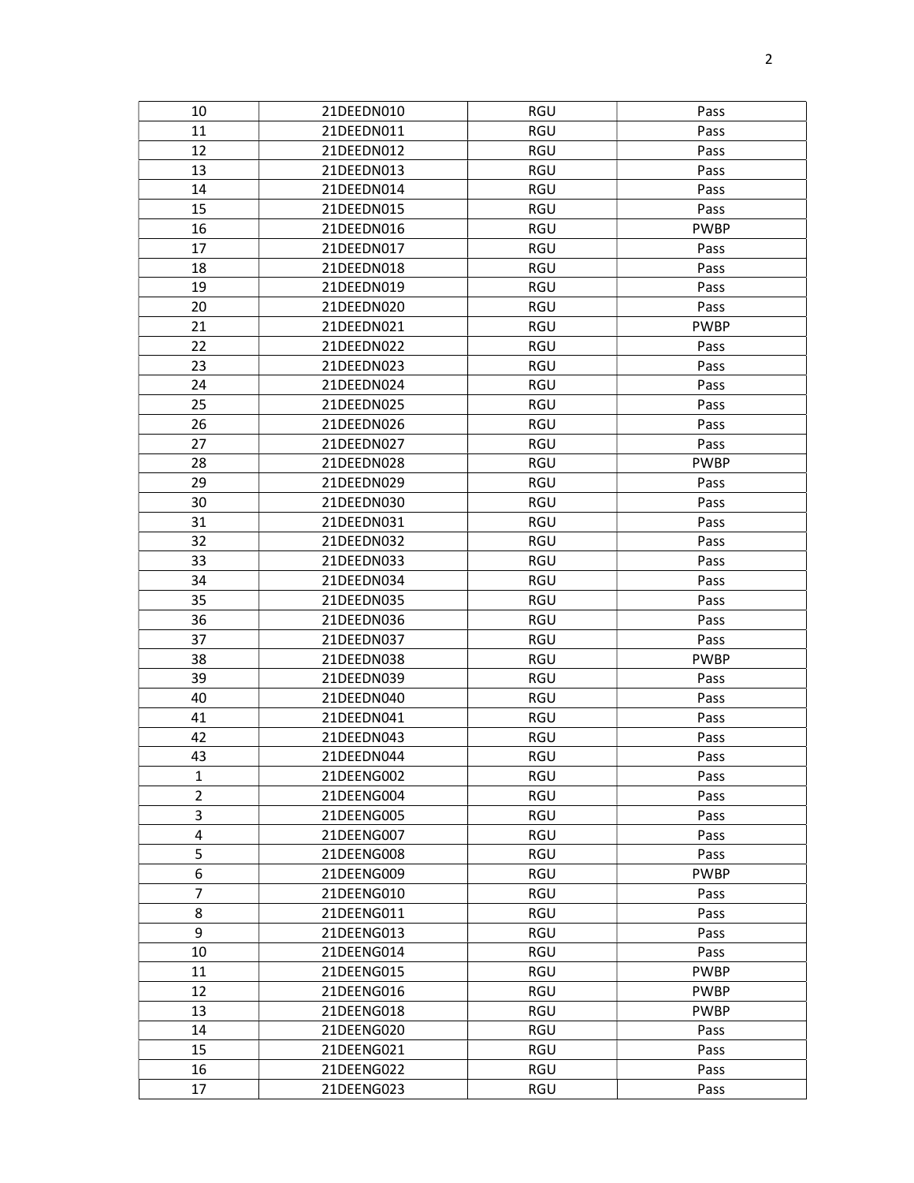| 10 | 21DEEDN010 | RGU | Pass |
|---|---|---|---|
| 11 | 21DEEDN011 | RGU | Pass |
| 12 | 21DEEDN012 | RGU | Pass |
| 13 | 21DEEDN013 | RGU | Pass |
| 14 | 21DEEDN014 | RGU | Pass |
| 15 | 21DEEDN015 | RGU | Pass |
| 16 | 21DEEDN016 | RGU | PWBP |
| 17 | 21DEEDN017 | RGU | Pass |
| 18 | 21DEEDN018 | RGU | Pass |
| 19 | 21DEEDN019 | RGU | Pass |
| 20 | 21DEEDN020 | RGU | Pass |
| 21 | 21DEEDN021 | RGU | PWBP |
| 22 | 21DEEDN022 | RGU | Pass |
| 23 | 21DEEDN023 | RGU | Pass |
| 24 | 21DEEDN024 | RGU | Pass |
| 25 | 21DEEDN025 | RGU | Pass |
| 26 | 21DEEDN026 | RGU | Pass |
| 27 | 21DEEDN027 | RGU | Pass |
| 28 | 21DEEDN028 | RGU | PWBP |
| 29 | 21DEEDN029 | RGU | Pass |
| 30 | 21DEEDN030 | RGU | Pass |
| 31 | 21DEEDN031 | RGU | Pass |
| 32 | 21DEEDN032 | RGU | Pass |
| 33 | 21DEEDN033 | RGU | Pass |
| 34 | 21DEEDN034 | RGU | Pass |
| 35 | 21DEEDN035 | RGU | Pass |
| 36 | 21DEEDN036 | RGU | Pass |
| 37 | 21DEEDN037 | RGU | Pass |
| 38 | 21DEEDN038 | RGU | PWBP |
| 39 | 21DEEDN039 | RGU | Pass |
| 40 | 21DEEDN040 | RGU | Pass |
| 41 | 21DEEDN041 | RGU | Pass |
| 42 | 21DEEDN043 | RGU | Pass |
| 43 | 21DEEDN044 | RGU | Pass |
| 1 | 21DEENG002 | RGU | Pass |
| 2 | 21DEENG004 | RGU | Pass |
| 3 | 21DEENG005 | RGU | Pass |
| 4 | 21DEENG007 | RGU | Pass |
| 5 | 21DEENG008 | RGU | Pass |
| 6 | 21DEENG009 | RGU | PWBP |
| 7 | 21DEENG010 | RGU | Pass |
| 8 | 21DEENG011 | RGU | Pass |
| 9 | 21DEENG013 | RGU | Pass |
| 10 | 21DEENG014 | RGU | Pass |
| 11 | 21DEENG015 | RGU | PWBP |
| 12 | 21DEENG016 | RGU | PWBP |
| 13 | 21DEENG018 | RGU | PWBP |
| 14 | 21DEENG020 | RGU | Pass |
| 15 | 21DEENG021 | RGU | Pass |
| 16 | 21DEENG022 | RGU | Pass |
| 17 | 21DEENG023 | RGU | Pass |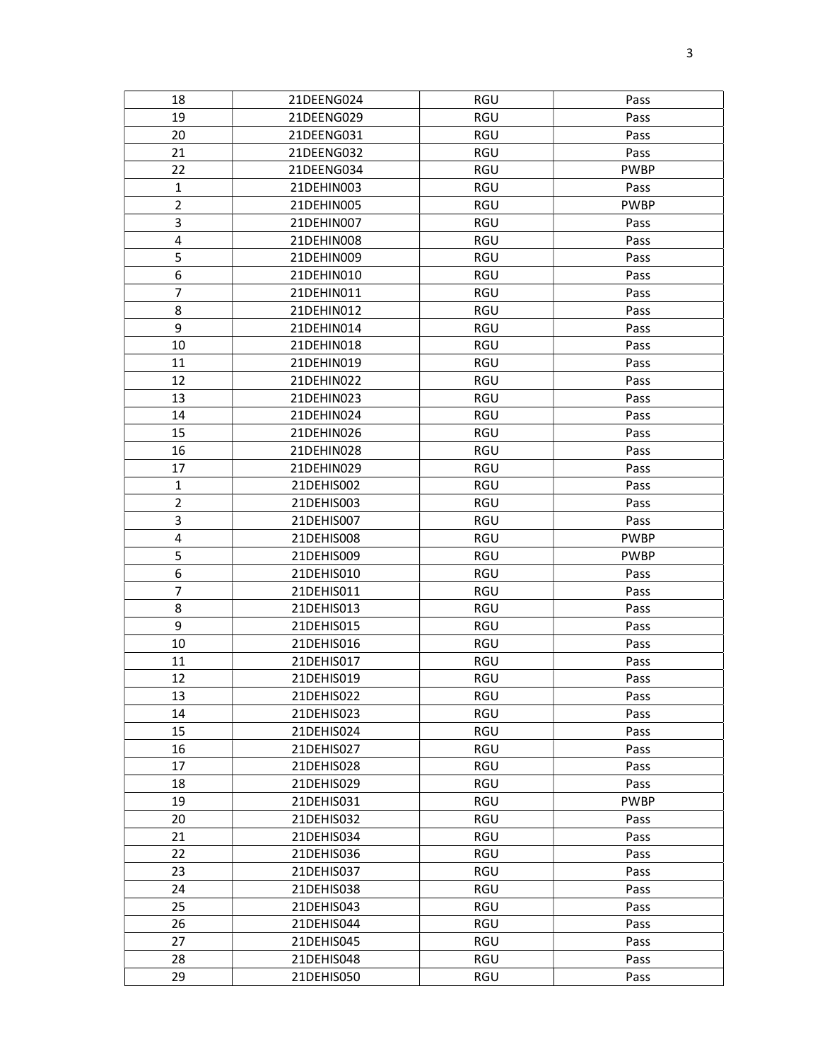| 18 | 21DEENG024 | RGU | Pass |
|---|---|---|---|
| 19 | 21DEENG029 | RGU | Pass |
| 20 | 21DEENG031 | RGU | Pass |
| 21 | 21DEENG032 | RGU | Pass |
| 22 | 21DEENG034 | RGU | PWBP |
| 1 | 21DEHIN003 | RGU | Pass |
| 2 | 21DEHIN005 | RGU | PWBP |
| 3 | 21DEHIN007 | RGU | Pass |
| 4 | 21DEHIN008 | RGU | Pass |
| 5 | 21DEHIN009 | RGU | Pass |
| 6 | 21DEHIN010 | RGU | Pass |
| 7 | 21DEHIN011 | RGU | Pass |
| 8 | 21DEHIN012 | RGU | Pass |
| 9 | 21DEHIN014 | RGU | Pass |
| 10 | 21DEHIN018 | RGU | Pass |
| 11 | 21DEHIN019 | RGU | Pass |
| 12 | 21DEHIN022 | RGU | Pass |
| 13 | 21DEHIN023 | RGU | Pass |
| 14 | 21DEHIN024 | RGU | Pass |
| 15 | 21DEHIN026 | RGU | Pass |
| 16 | 21DEHIN028 | RGU | Pass |
| 17 | 21DEHIN029 | RGU | Pass |
| 1 | 21DEHIS002 | RGU | Pass |
| 2 | 21DEHIS003 | RGU | Pass |
| 3 | 21DEHIS007 | RGU | Pass |
| 4 | 21DEHIS008 | RGU | PWBP |
| 5 | 21DEHIS009 | RGU | PWBP |
| 6 | 21DEHIS010 | RGU | Pass |
| 7 | 21DEHIS011 | RGU | Pass |
| 8 | 21DEHIS013 | RGU | Pass |
| 9 | 21DEHIS015 | RGU | Pass |
| 10 | 21DEHIS016 | RGU | Pass |
| 11 | 21DEHIS017 | RGU | Pass |
| 12 | 21DEHIS019 | RGU | Pass |
| 13 | 21DEHIS022 | RGU | Pass |
| 14 | 21DEHIS023 | RGU | Pass |
| 15 | 21DEHIS024 | RGU | Pass |
| 16 | 21DEHIS027 | RGU | Pass |
| 17 | 21DEHIS028 | RGU | Pass |
| 18 | 21DEHIS029 | RGU | Pass |
| 19 | 21DEHIS031 | RGU | PWBP |
| 20 | 21DEHIS032 | RGU | Pass |
| 21 | 21DEHIS034 | RGU | Pass |
| 22 | 21DEHIS036 | RGU | Pass |
| 23 | 21DEHIS037 | RGU | Pass |
| 24 | 21DEHIS038 | RGU | Pass |
| 25 | 21DEHIS043 | RGU | Pass |
| 26 | 21DEHIS044 | RGU | Pass |
| 27 | 21DEHIS045 | RGU | Pass |
| 28 | 21DEHIS048 | RGU | Pass |
| 29 | 21DEHIS050 | RGU | Pass |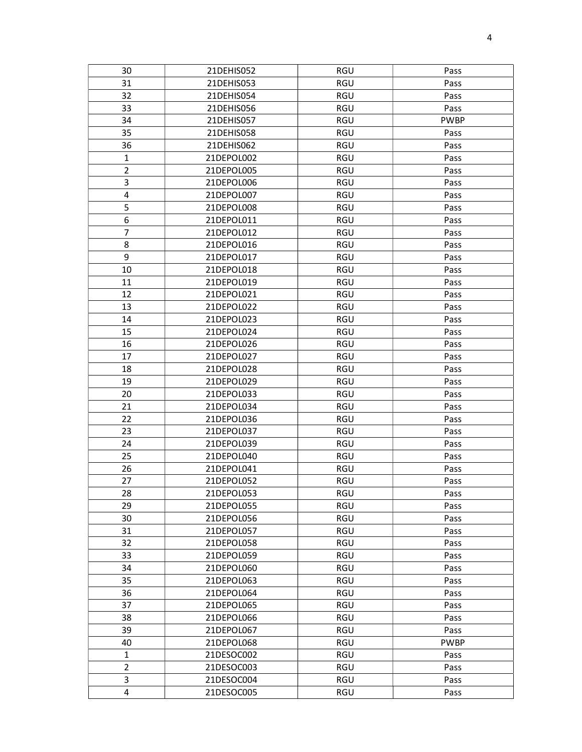| 30 | 21DEHIS052 | RGU | Pass |
|---|---|---|---|
| 31 | 21DEHIS053 | RGU | Pass |
| 32 | 21DEHIS054 | RGU | Pass |
| 33 | 21DEHIS056 | RGU | Pass |
| 34 | 21DEHIS057 | RGU | PWBP |
| 35 | 21DEHIS058 | RGU | Pass |
| 36 | 21DEHIS062 | RGU | Pass |
| 1 | 21DEPOL002 | RGU | Pass |
| 2 | 21DEPOL005 | RGU | Pass |
| 3 | 21DEPOL006 | RGU | Pass |
| 4 | 21DEPOL007 | RGU | Pass |
| 5 | 21DEPOL008 | RGU | Pass |
| 6 | 21DEPOL011 | RGU | Pass |
| 7 | 21DEPOL012 | RGU | Pass |
| 8 | 21DEPOL016 | RGU | Pass |
| 9 | 21DEPOL017 | RGU | Pass |
| 10 | 21DEPOL018 | RGU | Pass |
| 11 | 21DEPOL019 | RGU | Pass |
| 12 | 21DEPOL021 | RGU | Pass |
| 13 | 21DEPOL022 | RGU | Pass |
| 14 | 21DEPOL023 | RGU | Pass |
| 15 | 21DEPOL024 | RGU | Pass |
| 16 | 21DEPOL026 | RGU | Pass |
| 17 | 21DEPOL027 | RGU | Pass |
| 18 | 21DEPOL028 | RGU | Pass |
| 19 | 21DEPOL029 | RGU | Pass |
| 20 | 21DEPOL033 | RGU | Pass |
| 21 | 21DEPOL034 | RGU | Pass |
| 22 | 21DEPOL036 | RGU | Pass |
| 23 | 21DEPOL037 | RGU | Pass |
| 24 | 21DEPOL039 | RGU | Pass |
| 25 | 21DEPOL040 | RGU | Pass |
| 26 | 21DEPOL041 | RGU | Pass |
| 27 | 21DEPOL052 | RGU | Pass |
| 28 | 21DEPOL053 | RGU | Pass |
| 29 | 21DEPOL055 | RGU | Pass |
| 30 | 21DEPOL056 | RGU | Pass |
| 31 | 21DEPOL057 | RGU | Pass |
| 32 | 21DEPOL058 | RGU | Pass |
| 33 | 21DEPOL059 | RGU | Pass |
| 34 | 21DEPOL060 | RGU | Pass |
| 35 | 21DEPOL063 | RGU | Pass |
| 36 | 21DEPOL064 | RGU | Pass |
| 37 | 21DEPOL065 | RGU | Pass |
| 38 | 21DEPOL066 | RGU | Pass |
| 39 | 21DEPOL067 | RGU | Pass |
| 40 | 21DEPOL068 | RGU | PWBP |
| 1 | 21DESOC002 | RGU | Pass |
| 2 | 21DESOC003 | RGU | Pass |
| 3 | 21DESOC004 | RGU | Pass |
| 4 | 21DESOC005 | RGU | Pass |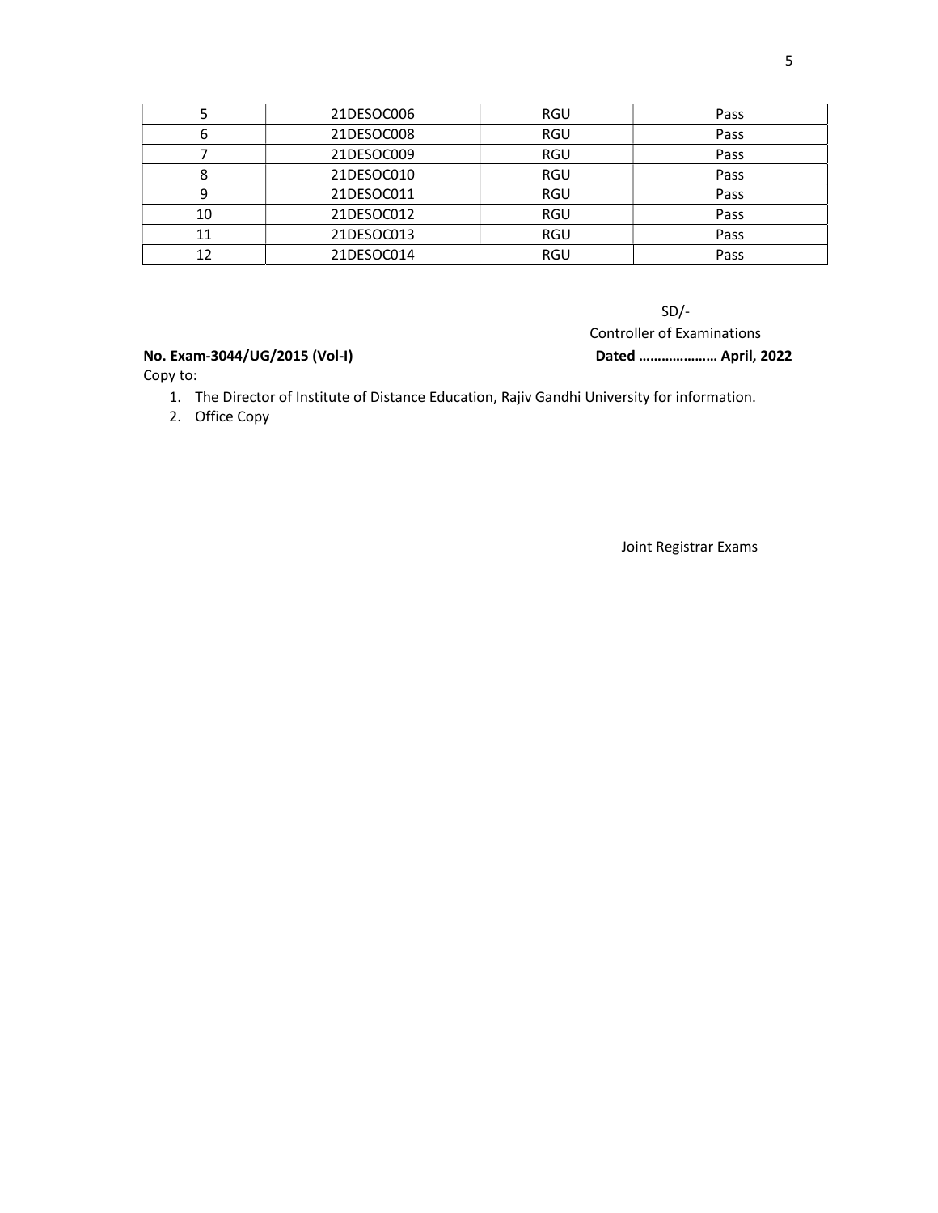| | | | |
|---|---|---|---|
| 5 | 21DESOC006 | RGU | Pass |
| 6 | 21DESOC008 | RGU | Pass |
| 7 | 21DESOC009 | RGU | Pass |
| 8 | 21DESOC010 | RGU | Pass |
| 9 | 21DESOC011 | RGU | Pass |
| 10 | 21DESOC012 | RGU | Pass |
| 11 | 21DESOC013 | RGU | Pass |
| 12 | 21DESOC014 | RGU | Pass |

SD/-

Controller of Examinations

**No. Exam-3044/UG/2015 (Vol-I)** **Dated ………………… April, 2022**

Copy to:

1. The Director of Institute of Distance Education, Rajiv Gandhi University for information.
2. Office Copy

Joint Registrar Exams